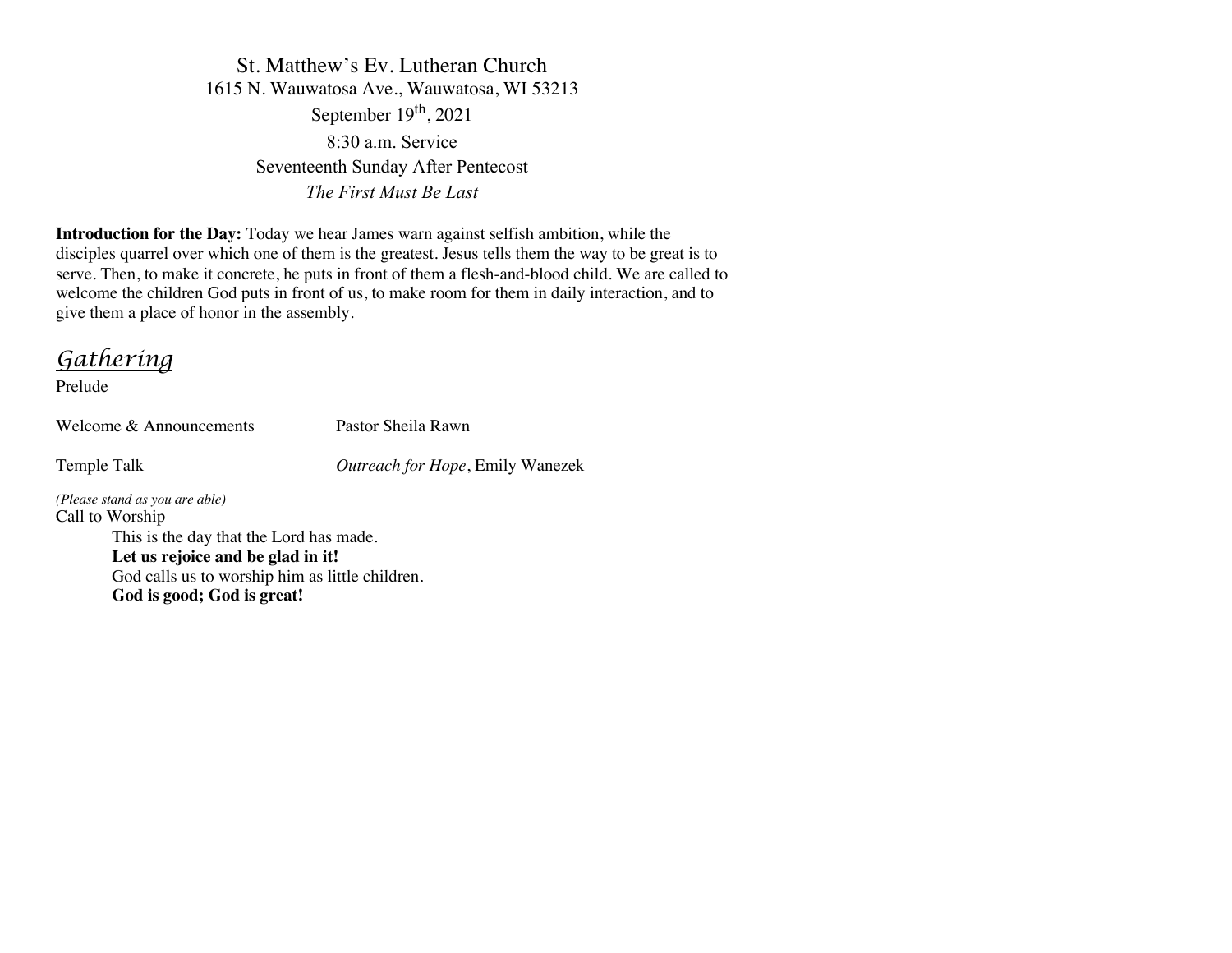St. Matthew's Ev. Lutheran Church
1615 N. Wauwatosa Ave., Wauwatosa, WI 53213
September 19th, 2021
8:30 a.m. Service
Seventeenth Sunday After Pentecost
*The First Must Be Last*

**Introduction for the Day:** Today we hear James warn against selfish ambition, while the disciples quarrel over which one of them is the greatest. Jesus tells them the way to be great is to serve. Then, to make it concrete, he puts in front of them a flesh-and-blood child. We are called to welcome the children God puts in front of us, to make room for them in daily interaction, and to give them a place of honor in the assembly.

## Gathering

Prelude

Welcome & Announcements — Pastor Sheila Rawn

Temple Talk — *Outreach for Hope*, Emily Wanezek

*(Please stand as you are able)*

Call to Worship

This is the day that the Lord has made.
**Let us rejoice and be glad in it!**
God calls us to worship him as little children.
**God is good; God is great!**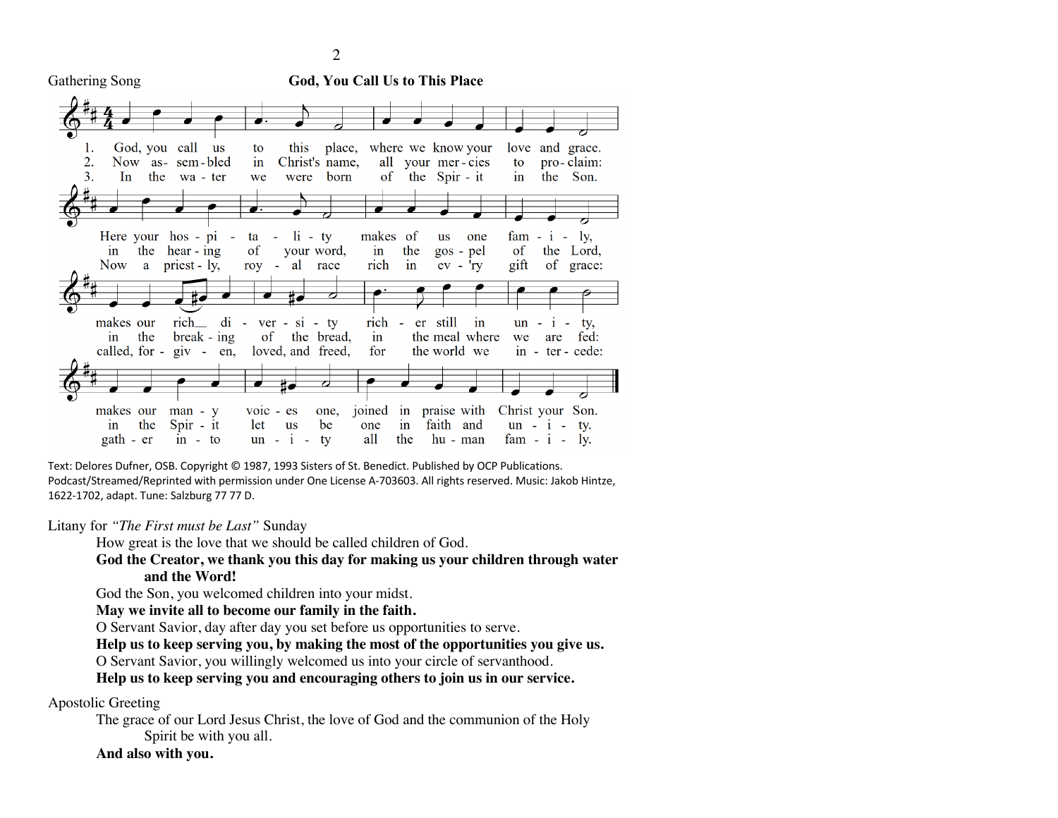Gathering Song **God, You Call Us to This Place**

1. God, you call us to this place, where we know your love and grace.
Here your hos - pi - ta - li - ty makes of us one fam - i - ly,
makes our rich__ di - ver - si - ty rich - er still in un - i - ty,
makes our man - y voic - es one, joined in praise with Christ your Son.

2. Now as- sem - bled in Christ's name, all your mer - cies to pro - claim:
in the hear - ing of your word, in the gos - pel of the Lord,
in the break - ing of the bread, in the meal where we are fed:
in the Spir - it let us be one in faith and un - i - ty.

3. In the wa - ter we were born of the Spir - it in the Son.
Now a priest - ly, roy - al race rich in ev - 'ry gift of grace:
called, for - giv - en, loved, and freed, for the world we in - ter - cede:
gath - er in - to un - i - ty all the hu - man fam - i - ly.

Text: Delores Dufner, OSB. Copyright © 1987, 1993 Sisters of St. Benedict. Published by OCP Publications. Podcast/Streamed/Reprinted with permission under One License A-703603. All rights reserved. Music: Jakob Hintze, 1622-1702, adapt. Tune: Salzburg 77 77 D.

Litany for *"The First must be Last"* Sunday

How great is the love that we should be called children of God.
**God the Creator, we thank you this day for making us your children through water and the Word!**
God the Son, you welcomed children into your midst.
**May we invite all to become our family in the faith.**
O Servant Savior, day after day you set before us opportunities to serve.
**Help us to keep serving you, by making the most of the opportunities you give us.**
O Servant Savior, you willingly welcomed us into your circle of servanthood.
**Help us to keep serving you and encouraging others to join us in our service.**

Apostolic Greeting

The grace of our Lord Jesus Christ, the love of God and the communion of the Holy Spirit be with you all.
**And also with you.**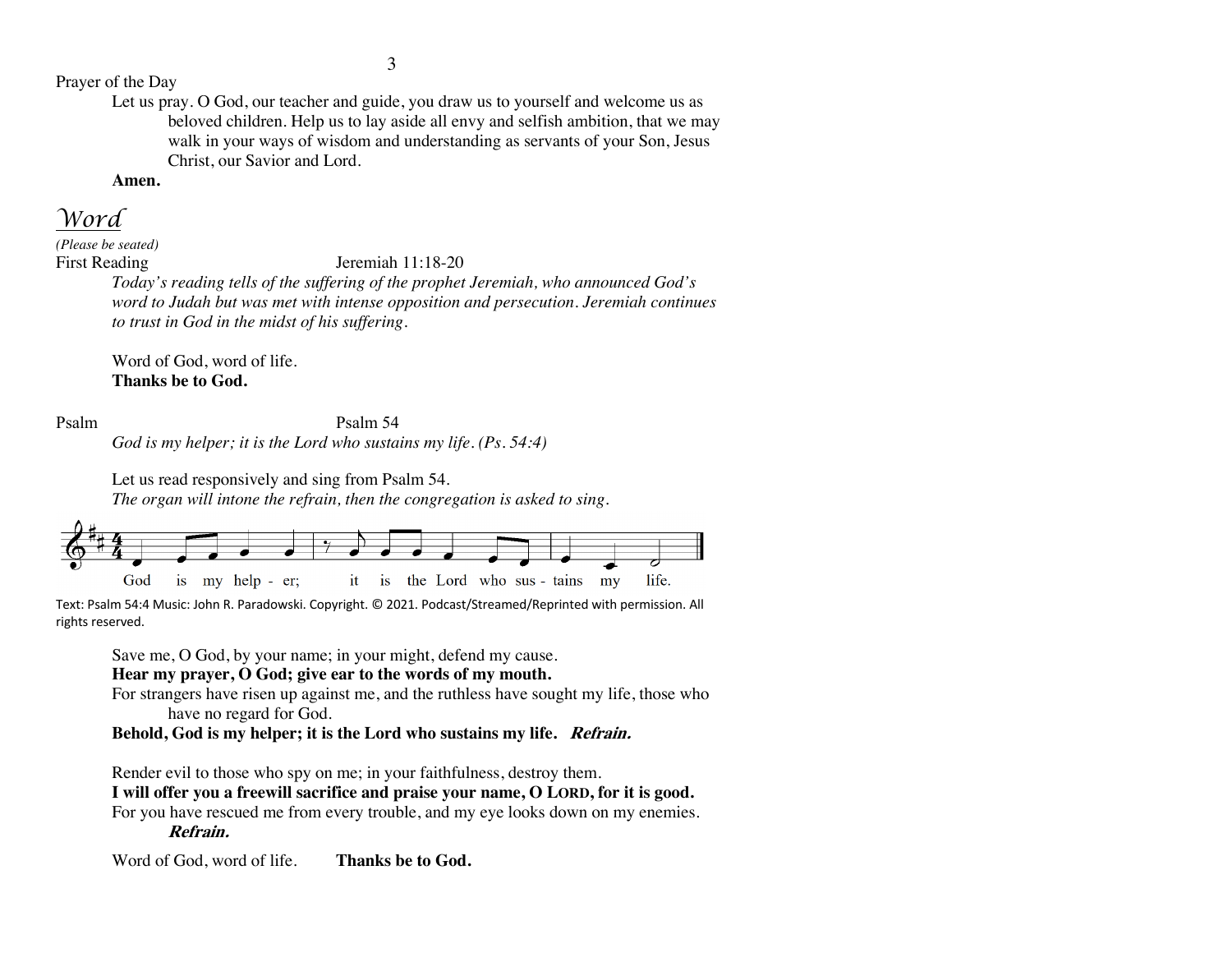Prayer of the Day

Let us pray. O God, our teacher and guide, you draw us to yourself and welcome us as beloved children. Help us to lay aside all envy and selfish ambition, that we may walk in your ways of wisdom and understanding as servants of your Son, Jesus Christ, our Savior and Lord.

**Amen.**

## *Word*

*(Please be seated)*

First Reading Jeremiah 11:18-20

*Today's reading tells of the suffering of the prophet Jeremiah, who announced God's word to Judah but was met with intense opposition and persecution. Jeremiah continues to trust in God in the midst of his suffering.*

Word of God, word of life.
**Thanks be to God.**

Psalm Psalm 54

*God is my helper; it is the Lord who sustains my life. (Ps. 54:4)*

Let us read responsively and sing from Psalm 54.
*The organ will intone the refrain, then the congregation is asked to sing.*

God is my helper; it is the Lord who sustains my life.

Text: Psalm 54:4 Music: John R. Paradowski. Copyright. © 2021. Podcast/Streamed/Reprinted with permission. All rights reserved.

Save me, O God, by your name; in your might, defend my cause.
**Hear my prayer, O God; give ear to the words of my mouth.**
For strangers have risen up against me, and the ruthless have sought my life, those who have no regard for God.
**Behold, God is my helper; it is the Lord who sustains my life.** ***Refrain.***

Render evil to those who spy on me; in your faithfulness, destroy them.
**I will offer you a freewill sacrifice and praise your name, O LORD, for it is good.**
For you have rescued me from every trouble, and my eye looks down on my enemies. ***Refrain.***

Word of God, word of life. **Thanks be to God.**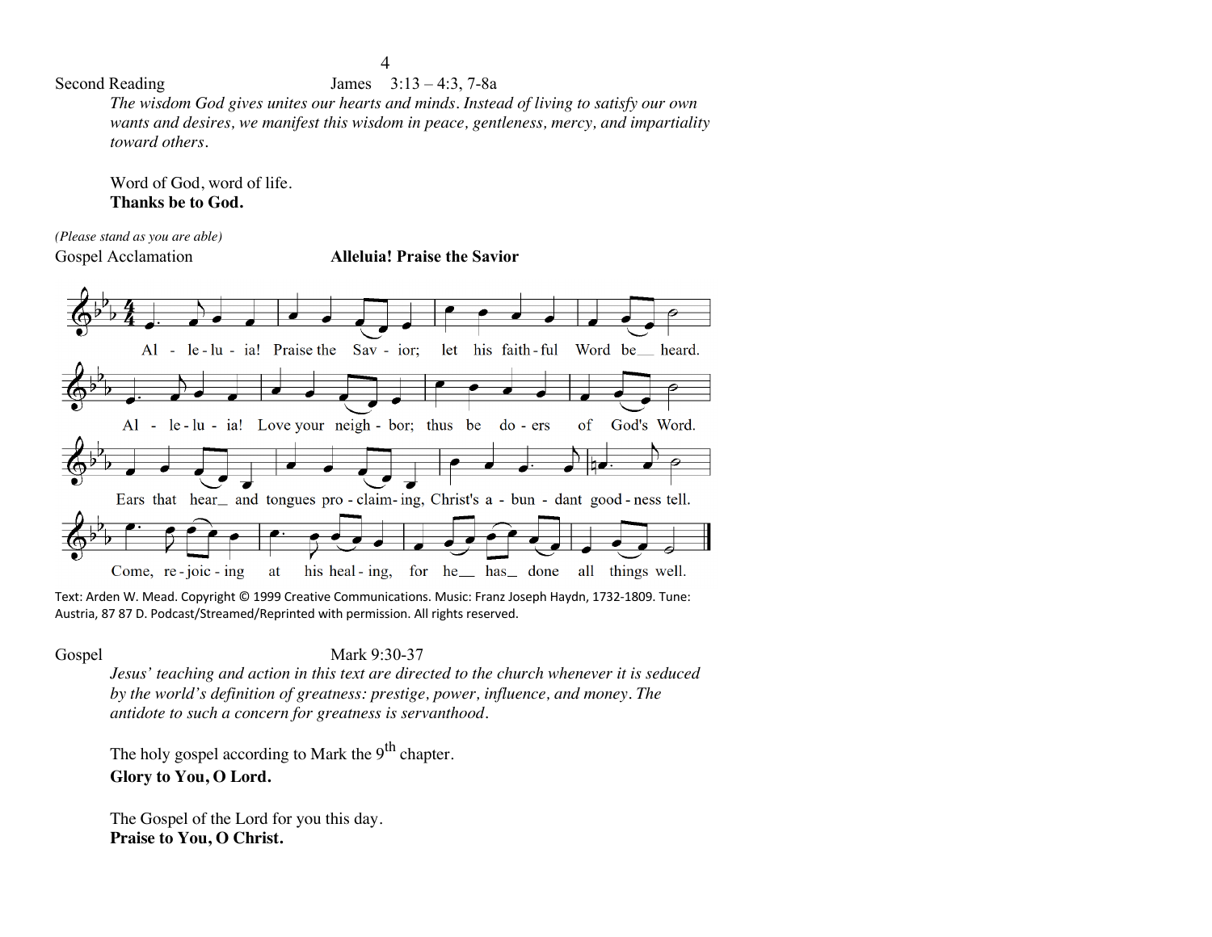Second Reading James 3:13 – 4:3, 7-8a

*The wisdom God gives unites our hearts and minds. Instead of living to satisfy our own wants and desires, we manifest this wisdom in peace, gentleness, mercy, and impartiality toward others.*

Word of God, word of life.
**Thanks be to God.**

*(Please stand as you are able)*

Gospel Acclamation **Alleluia! Praise the Savior**

Alleluia! Praise the Savior; let his faithful Word be heard.
Alleluia! Love your neighbor; thus be doers of God's Word.
Ears that hear and tongues proclaiming, Christ's abundant goodness tell.
Come, rejoicing at his healing, for he has done all things well.

Text: Arden W. Mead. Copyright © 1999 Creative Communications. Music: Franz Joseph Haydn, 1732-1809. Tune: Austria, 87 87 D. Podcast/Streamed/Reprinted with permission. All rights reserved.

Gospel Mark 9:30-37

*Jesus' teaching and action in this text are directed to the church whenever it is seduced by the world's definition of greatness: prestige, power, influence, and money. The antidote to such a concern for greatness is servanthood.*

The holy gospel according to Mark the 9th chapter.
**Glory to You, O Lord.**

The Gospel of the Lord for you this day.
**Praise to You, O Christ.**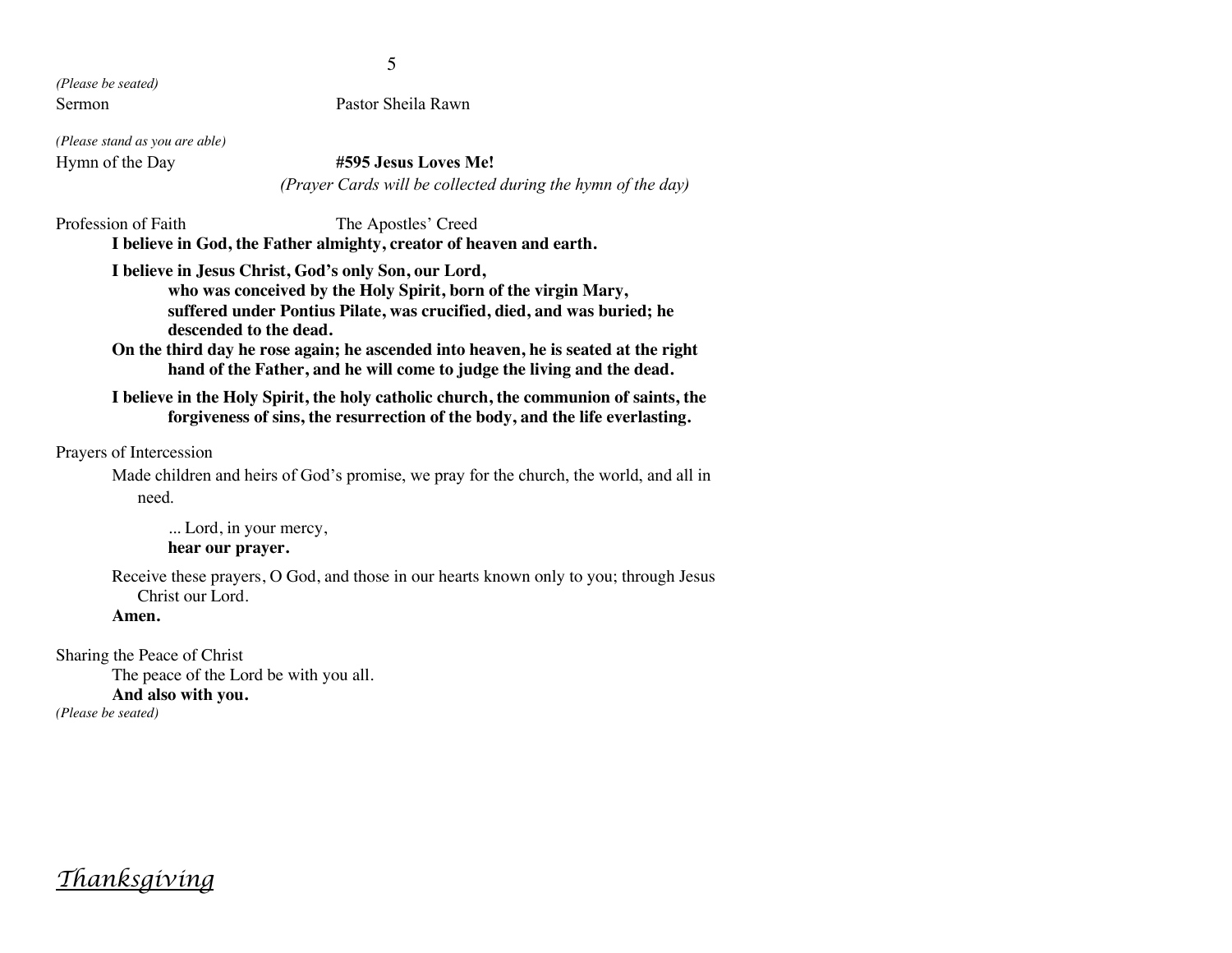*(Please be seated)*

Sermon Pastor Sheila Rawn

*(Please stand as you are able)*

Hymn of the Day **#595 Jesus Loves Me!**

*(Prayer Cards will be collected during the hymn of the day)*

Profession of Faith The Apostles' Creed

**I believe in God, the Father almighty, creator of heaven and earth.**

**I believe in Jesus Christ, God's only Son, our Lord,**
**who was conceived by the Holy Spirit, born of the virgin Mary,**
**suffered under Pontius Pilate, was crucified, died, and was buried; he descended to the dead.**
**On the third day he rose again; he ascended into heaven, he is seated at the right hand of the Father, and he will come to judge the living and the dead.**

**I believe in the Holy Spirit, the holy catholic church, the communion of saints, the forgiveness of sins, the resurrection of the body, and the life everlasting.**

Prayers of Intercession

Made children and heirs of God's promise, we pray for the church, the world, and all in need.

... Lord, in your mercy,
**hear our prayer.**

Receive these prayers, O God, and those in our hearts known only to you; through Jesus Christ our Lord.
**Amen.**

Sharing the Peace of Christ

The peace of the Lord be with you all.
**And also with you.**

*(Please be seated)*

## *Thanksgiving*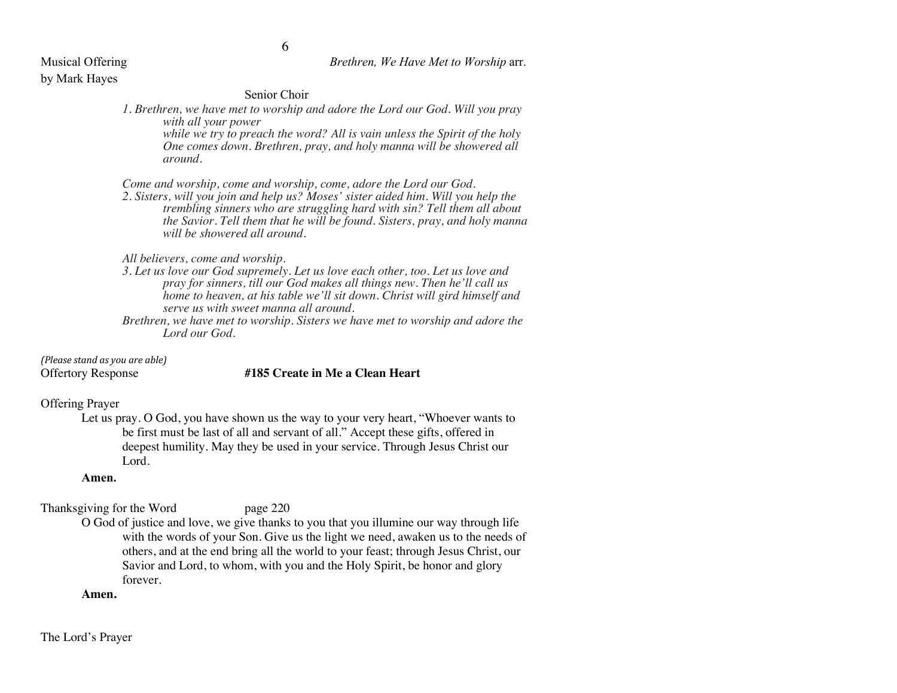Musical Offering *Brethren, We Have Met to Worship* arr. by Mark Hayes

Senior Choir

*1. Brethren, we have met to worship and adore the Lord our God. Will you pray with all your power while we try to preach the word? All is vain unless the Spirit of the holy One comes down. Brethren, pray, and holy manna will be showered all around.*

*Come and worship, come and worship, come, adore the Lord our God.*

*2. Sisters, will you join and help us? Moses' sister aided him. Will you help the trembling sinners who are struggling hard with sin? Tell them all about the Savior. Tell them that he will be found. Sisters, pray, and holy manna will be showered all around.*

*All believers, come and worship.*

*3. Let us love our God supremely. Let us love each other, too. Let us love and pray for sinners, till our God makes all things new. Then he'll call us home to heaven, at his table we'll sit down. Christ will gird himself and serve us with sweet manna all around.*

*Brethren, we have met to worship. Sisters we have met to worship and adore the Lord our God.*

*(Please stand as you are able)*

Offertory Response **#185 Create in Me a Clean Heart**

Offering Prayer

Let us pray. O God, you have shown us the way to your very heart, "Whoever wants to be first must be last of all and servant of all." Accept these gifts, offered in deepest humility. May they be used in your service. Through Jesus Christ our Lord.

**Amen.**

Thanksgiving for the Word page 220

O God of justice and love, we give thanks to you that you illumine our way through life with the words of your Son. Give us the light we need, awaken us to the needs of others, and at the end bring all the world to your feast; through Jesus Christ, our Savior and Lord, to whom, with you and the Holy Spirit, be honor and glory forever.

**Amen.**

The Lord's Prayer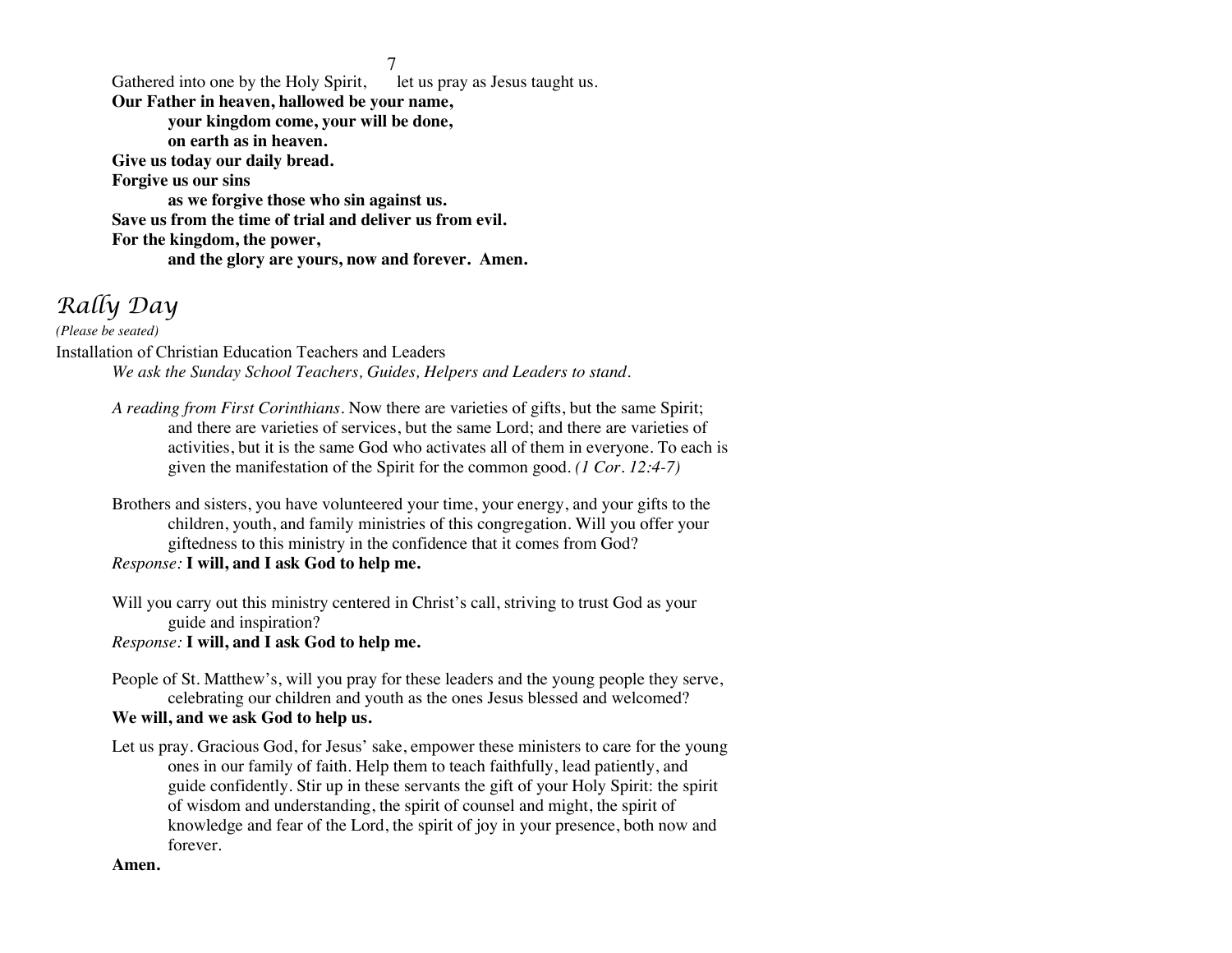Gathered into one by the Holy Spirit, let us pray as Jesus taught us.

**Our Father in heaven, hallowed be your name,**
**your kingdom come, your will be done,**
**on earth as in heaven.**
**Give us today our daily bread.**
**Forgive us our sins**
**as we forgive those who sin against us.**
**Save us from the time of trial and deliver us from evil.**
**For the kingdom, the power,**
**and the glory are yours, now and forever. Amen.**

# *Rally Day*

*(Please be seated)*

Installation of Christian Education Teachers and Leaders

*We ask the Sunday School Teachers, Guides, Helpers and Leaders to stand.*

*A reading from First Corinthians.* Now there are varieties of gifts, but the same Spirit; and there are varieties of services, but the same Lord; and there are varieties of activities, but it is the same God who activates all of them in everyone. To each is given the manifestation of the Spirit for the common good. *(1 Cor. 12:4-7)*

Brothers and sisters, you have volunteered your time, your energy, and your gifts to the children, youth, and family ministries of this congregation. Will you offer your giftedness to this ministry in the confidence that it comes from God?

*Response:* **I will, and I ask God to help me.**

Will you carry out this ministry centered in Christ's call, striving to trust God as your guide and inspiration?

*Response:* **I will, and I ask God to help me.**

People of St. Matthew's, will you pray for these leaders and the young people they serve, celebrating our children and youth as the ones Jesus blessed and welcomed?

**We will, and we ask God to help us.**

Let us pray. Gracious God, for Jesus' sake, empower these ministers to care for the young ones in our family of faith. Help them to teach faithfully, lead patiently, and guide confidently. Stir up in these servants the gift of your Holy Spirit: the spirit of wisdom and understanding, the spirit of counsel and might, the spirit of knowledge and fear of the Lord, the spirit of joy in your presence, both now and forever.

**Amen.**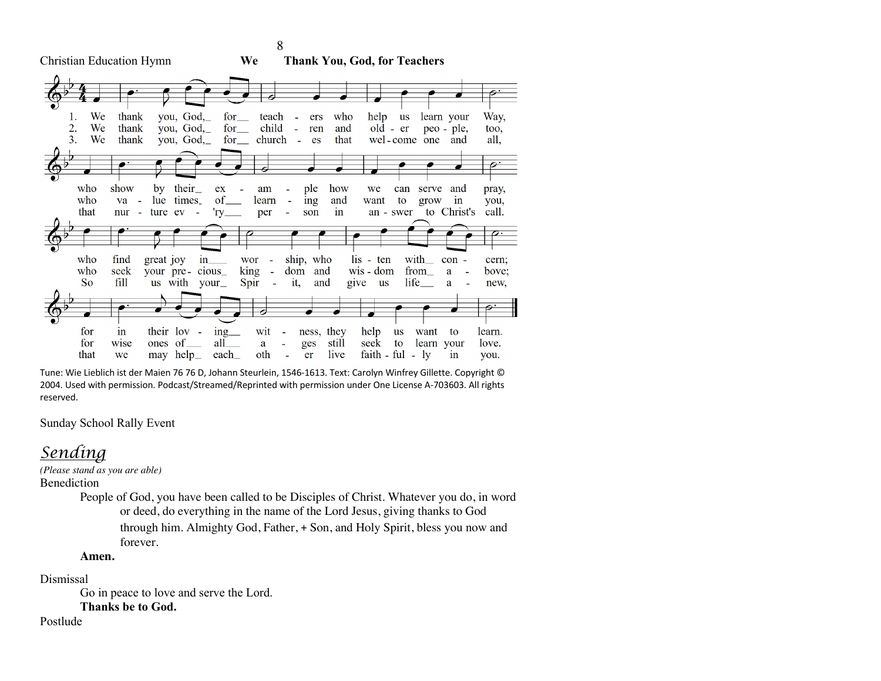Christian Education Hymn **We Thank You, God, for Teachers**

1. We thank you, God, for teachers who help us learn your Way, who show by their example how we can serve and pray, who find great joy in worship, who listen with concern; for in their loving witness, they help us want to learn.

2. We thank you, God, for children and older people, too, who value times of learning and want to grow in you, who seek your precious kingdom and wisdom from above; for wise ones of all ages still seek to learn your love.

3. We thank you, God, for churches that welcome one and all, that nurture every person in answer to Christ's call. So fill us with your Spirit, and give us life anew, that we may help each other live faithfully in you.

Tune: Wie Lieblich ist der Maien 76 76 D, Johann Steurlein, 1546-1613. Text: Carolyn Winfrey Gillette. Copyright © 2004. Used with permission. Podcast/Streamed/Reprinted with permission under One License A-703603. All rights reserved.

Sunday School Rally Event

## *Sending*

*(Please stand as you are able)*

Benediction

People of God, you have been called to be Disciples of Christ. Whatever you do, in word or deed, do everything in the name of the Lord Jesus, giving thanks to God through him. Almighty God, Father, + Son, and Holy Spirit, bless you now and forever.

**Amen.**

Dismissal

Go in peace to love and serve the Lord.

**Thanks be to God.**

Postlude